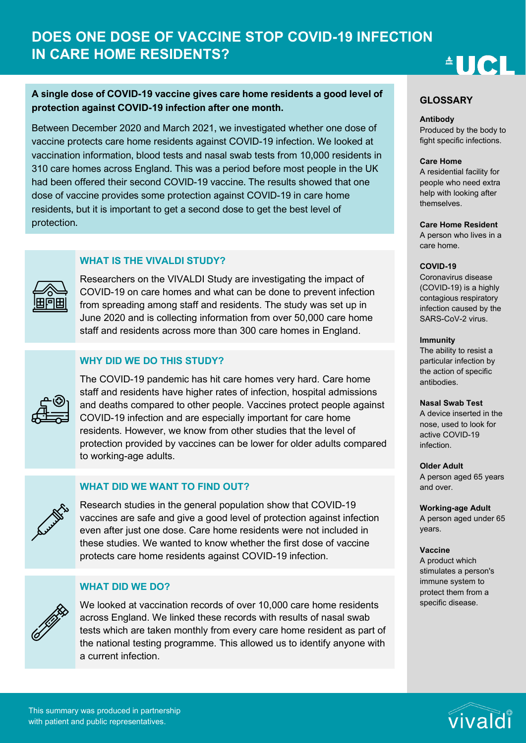# DOES ONE DOSE OF VACCINE STOP COVID-19 INFECTION IN CARE HOME RESIDENTS?

**A single dose of COVID-19 vaccine gives care home residents a good level of protection against COVID-19 infection after one month.**

Between December 2020 and March 2021, we investigated whether one dose of vaccine protects care home residents against COVID-19 infection. We looked at vaccination information, blood tests and nasal swab tests from 10,000 residents in 310 care homes across England. This was a period before most people in the UK had been offered their second COVID-19 vaccine. The results showed that one dose of vaccine provides some protection against COVID-19 in care home residents, but it is important to get a second dose to get the best level of protection.

## WHAT IS THE VIVALDI STUDY?

Researchers on the VIVALDI Study are investigating the impact of COVID-19 on care homes and what can be done to prevent infection from spreading among staff and residents. The study was set up in June 2020 and is collecting information from over 50,000 care home staff and residents across more than 300 care homes in England.

## WHY DID WE DO THIS STUDY?

The COVID-19 pandemic has hit care homes very hard. Care home staff and residents have higher rates of infection, hospital admissions and deaths compared to other people. Vaccines protect people against COVID-19 infection and are especially important for care home residents. However, we know from other studies that the level of protection provided by vaccines can be lower for older adults compared to working-age adults.

## WHAT DID WE WANT TO FIND OUT?

Research studies in the general population show that COVID-19 vaccines are safe and give a good level of protection against infection even after just one dose. Care home residents were not included in these studies. We wanted to know whether the first dose of vaccine protects care home residents against COVID-19 infection.

## WHAT DID WE DO?

We looked at vaccination records of over 10,000 care home residents across England. We linked these records with results of nasal swab tests which are taken monthly from every care home resident as part of the national testing programme. This allowed us to identify anyone with a current infection.

## GLOSSARY

**Antibody**
Produced by the body to fight specific infections.

**Care Home**
A residential facility for people who need extra help with looking after themselves.

**Care Home Resident**
A person who lives in a care home.

**COVID-19**
Coronavirus disease (COVID-19) is a highly contagious respiratory infection caused by the SARS-CoV-2 virus.

**Immunity**
The ability to resist a particular infection by the action of specific antibodies.

**Nasal Swab Test**
A device inserted in the nose, used to look for active COVID-19 infection.

**Older Adult**
A person aged 65 years and over.

**Working-age Adult**
A person aged under 65 years.

**Vaccine**
A product which stimulates a person's immune system to protect them from a specific disease.

This summary was produced in partnership with patient and public representatives.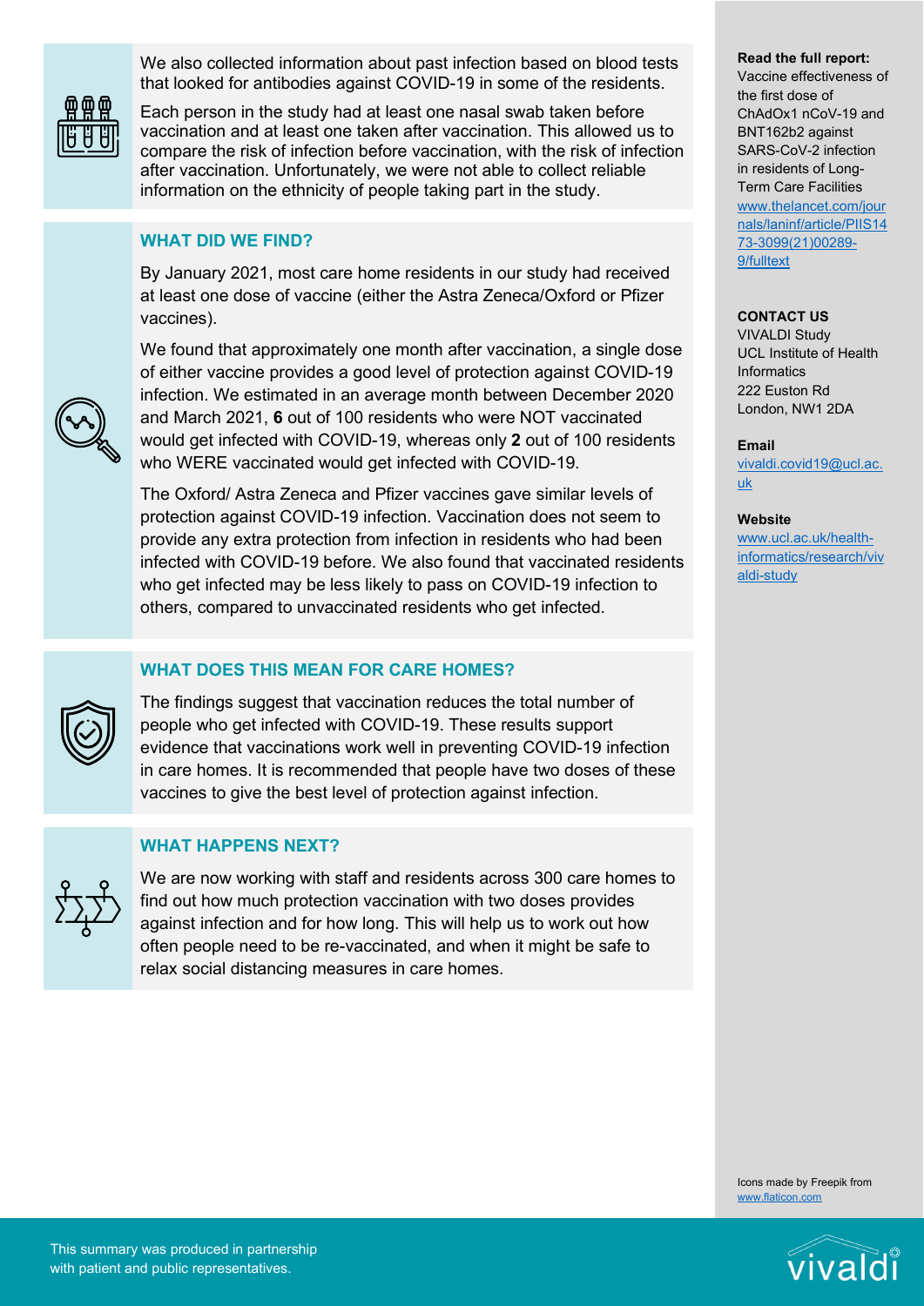We also collected information about past infection based on blood tests that looked for antibodies against COVID-19 in some of the residents.

Each person in the study had at least one nasal swab taken before vaccination and at least one taken after vaccination. This allowed us to compare the risk of infection before vaccination, with the risk of infection after vaccination. Unfortunately, we were not able to collect reliable information on the ethnicity of people taking part in the study.

## WHAT DID WE FIND?

By January 2021, most care home residents in our study had received at least one dose of vaccine (either the Astra Zeneca/Oxford or Pfizer vaccines).

We found that approximately one month after vaccination, a single dose of either vaccine provides a good level of protection against COVID-19 infection. We estimated in an average month between December 2020 and March 2021, **6** out of 100 residents who were NOT vaccinated would get infected with COVID-19, whereas only **2** out of 100 residents who WERE vaccinated would get infected with COVID-19.

The Oxford/ Astra Zeneca and Pfizer vaccines gave similar levels of protection against COVID-19 infection. Vaccination does not seem to provide any extra protection from infection in residents who had been infected with COVID-19 before. We also found that vaccinated residents who get infected may be less likely to pass on COVID-19 infection to others, compared to unvaccinated residents who get infected.

## WHAT DOES THIS MEAN FOR CARE HOMES?

The findings suggest that vaccination reduces the total number of people who get infected with COVID-19. These results support evidence that vaccinations work well in preventing COVID-19 infection in care homes. It is recommended that people have two doses of these vaccines to give the best level of protection against infection.

## WHAT HAPPENS NEXT?

We are now working with staff and residents across 300 care homes to find out how much protection vaccination with two doses provides against infection and for how long. This will help us to work out how often people need to be re-vaccinated, and when it might be safe to relax social distancing measures in care homes.

**Read the full report:**
Vaccine effectiveness of the first dose of ChAdOx1 nCoV-19 and BNT162b2 against SARS-CoV-2 infection in residents of Long-Term Care Facilities
www.thelancet.com/journals/laninf/article/PIIS1473-3099(21)00289-9/fulltext

**CONTACT US**
VIVALDI Study
UCL Institute of Health Informatics
222 Euston Rd
London, NW1 2DA

**Email**
vivaldi.covid19@ucl.ac.uk

**Website**
www.ucl.ac.uk/health-informatics/research/vivaldi-study

Icons made by Freepik from www.flaticon.com

This summary was produced in partnership with patient and public representatives.

vivaldi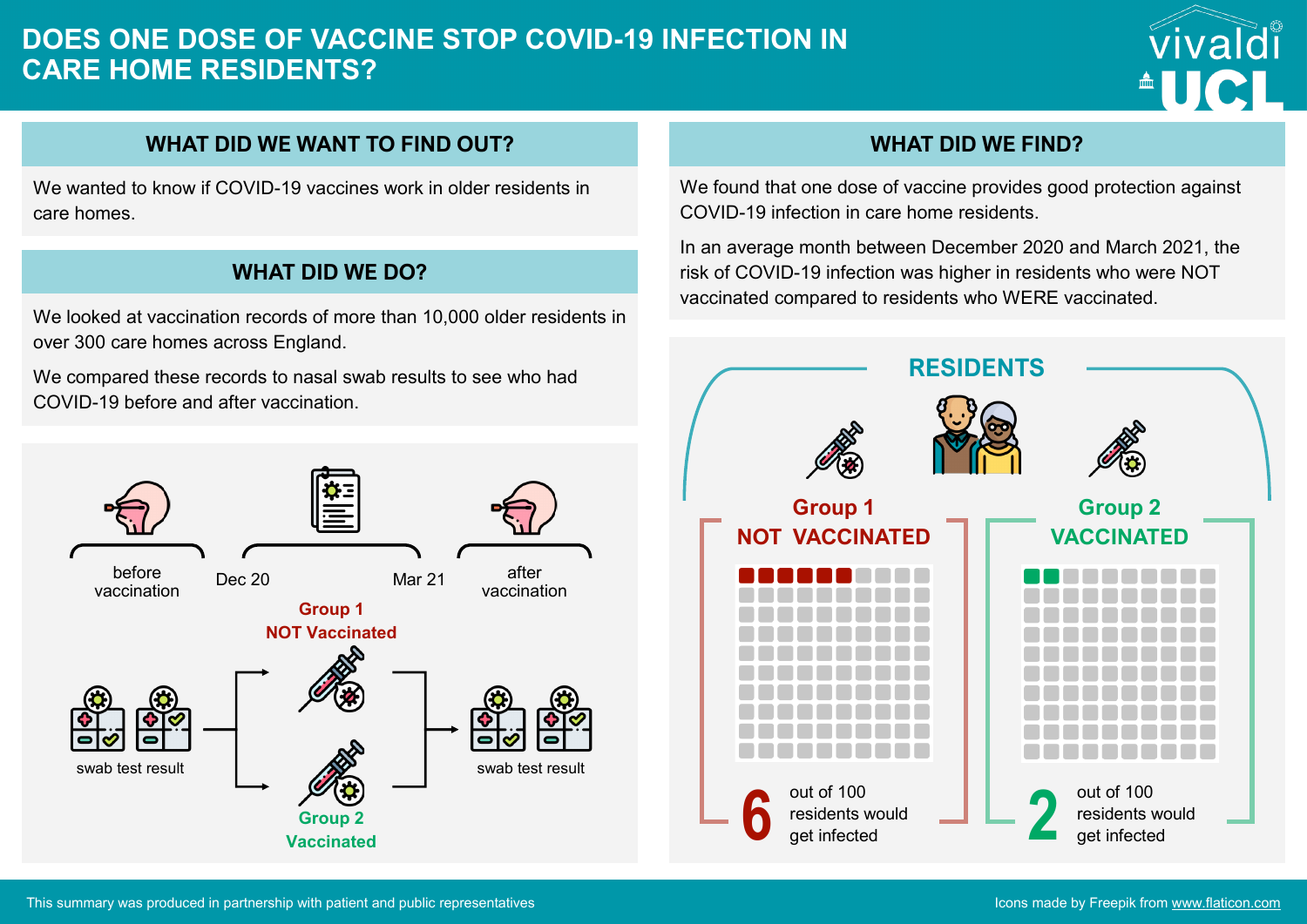# DOES ONE DOSE OF VACCINE STOP COVID-19 INFECTION IN CARE HOME RESIDENTS?

## WHAT DID WE WANT TO FIND OUT?

We wanted to know if COVID-19 vaccines work in older residents in care homes.

## WHAT DID WE DO?

We looked at vaccination records of more than 10,000 older residents in over 300 care homes across England.

We compared these records to nasal swab results to see who had COVID-19 before and after vaccination.

before vaccination

Dec 20

Mar 21

after vaccination

Group 1
NOT Vaccinated

swab test result

swab test result

Group 2
Vaccinated

## WHAT DID WE FIND?

We found that one dose of vaccine provides good protection against COVID-19 infection in care home residents.

In an average month between December 2020 and March 2021, the risk of COVID-19 infection was higher in residents who were NOT vaccinated compared to residents who WERE vaccinated.

RESIDENTS

Group 1
NOT VACCINATED

6 out of 100 residents would get infected

Group 2
VACCINATED

2 out of 100 residents would get infected

This summary was produced in partnership with patient and public representatives

Icons made by Freepik from www.flaticon.com